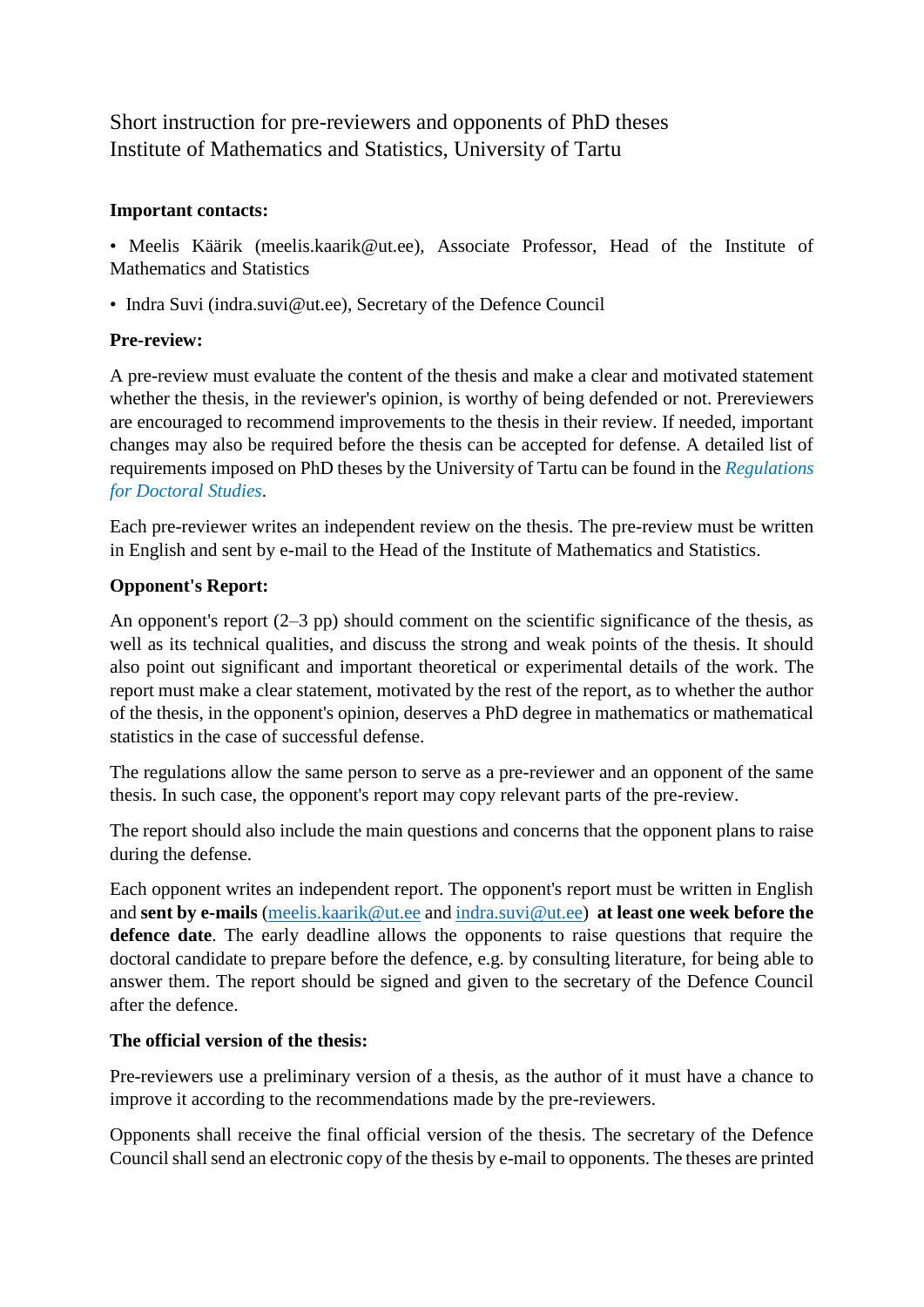Short instruction for pre-reviewers and opponents of PhD theses
Institute of Mathematics and Statistics, University of Tartu

**Important contacts:**

- Meelis Käärik (meelis.kaarik@ut.ee), Associate Professor, Head of the Institute of Mathematics and Statistics
- Indra Suvi (indra.suvi@ut.ee), Secretary of the Defence Council

**Pre-review:**

A pre-review must evaluate the content of the thesis and make a clear and motivated statement whether the thesis, in the reviewer's opinion, is worthy of being defended or not. Prereviewers are encouraged to recommend improvements to the thesis in their review. If needed, important changes may also be required before the thesis can be accepted for defense. A detailed list of requirements imposed on PhD theses by the University of Tartu can be found in the *Regulations for Doctoral Studies*.

Each pre-reviewer writes an independent review on the thesis. The pre-review must be written in English and sent by e-mail to the Head of the Institute of Mathematics and Statistics.

**Opponent's Report:**

An opponent's report (2–3 pp) should comment on the scientific significance of the thesis, as well as its technical qualities, and discuss the strong and weak points of the thesis. It should also point out significant and important theoretical or experimental details of the work. The report must make a clear statement, motivated by the rest of the report, as to whether the author of the thesis, in the opponent's opinion, deserves a PhD degree in mathematics or mathematical statistics in the case of successful defense.

The regulations allow the same person to serve as a pre-reviewer and an opponent of the same thesis. In such case, the opponent's report may copy relevant parts of the pre-review.

The report should also include the main questions and concerns that the opponent plans to raise during the defense.

Each opponent writes an independent report. The opponent's report must be written in English and **sent by e-mails** (meelis.kaarik@ut.ee and indra.suvi@ut.ee) **at least one week before the defence date**. The early deadline allows the opponents to raise questions that require the doctoral candidate to prepare before the defence, e.g. by consulting literature, for being able to answer them. The report should be signed and given to the secretary of the Defence Council after the defence.

**The official version of the thesis:**

Pre-reviewers use a preliminary version of a thesis, as the author of it must have a chance to improve it according to the recommendations made by the pre-reviewers.

Opponents shall receive the final official version of the thesis. The secretary of the Defence Council shall send an electronic copy of the thesis by e-mail to opponents. The theses are printed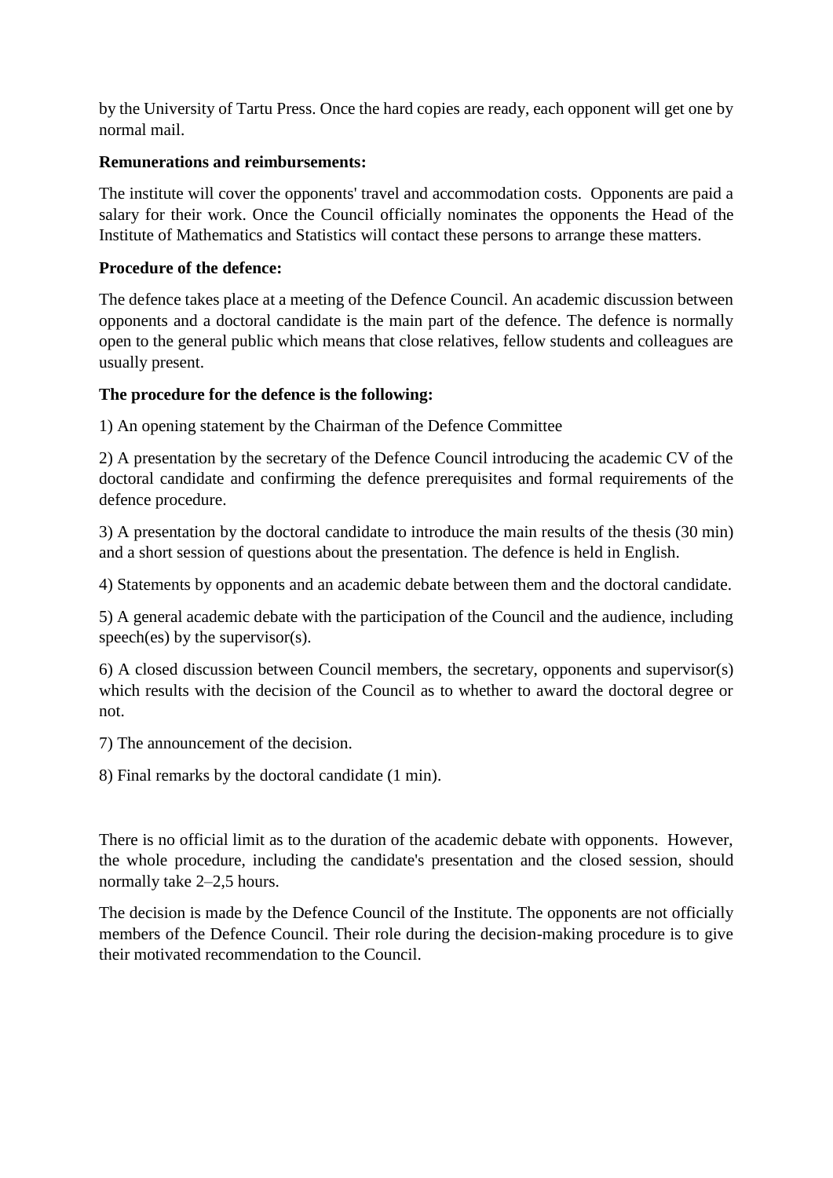by the University of Tartu Press. Once the hard copies are ready, each opponent will get one by normal mail.

**Remunerations and reimbursements:**

The institute will cover the opponents' travel and accommodation costs. Opponents are paid a salary for their work. Once the Council officially nominates the opponents the Head of the Institute of Mathematics and Statistics will contact these persons to arrange these matters.

**Procedure of the defence:**

The defence takes place at a meeting of the Defence Council. An academic discussion between opponents and a doctoral candidate is the main part of the defence. The defence is normally open to the general public which means that close relatives, fellow students and colleagues are usually present.

**The procedure for the defence is the following:**

1) An opening statement by the Chairman of the Defence Committee

2) A presentation by the secretary of the Defence Council introducing the academic CV of the doctoral candidate and confirming the defence prerequisites and formal requirements of the defence procedure.

3) A presentation by the doctoral candidate to introduce the main results of the thesis (30 min) and a short session of questions about the presentation. The defence is held in English.

4) Statements by opponents and an academic debate between them and the doctoral candidate.

5) A general academic debate with the participation of the Council and the audience, including speech(es) by the supervisor(s).

6) A closed discussion between Council members, the secretary, opponents and supervisor(s) which results with the decision of the Council as to whether to award the doctoral degree or not.

7) The announcement of the decision.

8) Final remarks by the doctoral candidate (1 min).

There is no official limit as to the duration of the academic debate with opponents. However, the whole procedure, including the candidate's presentation and the closed session, should normally take 2–2,5 hours.

The decision is made by the Defence Council of the Institute. The opponents are not officially members of the Defence Council. Their role during the decision-making procedure is to give their motivated recommendation to the Council.